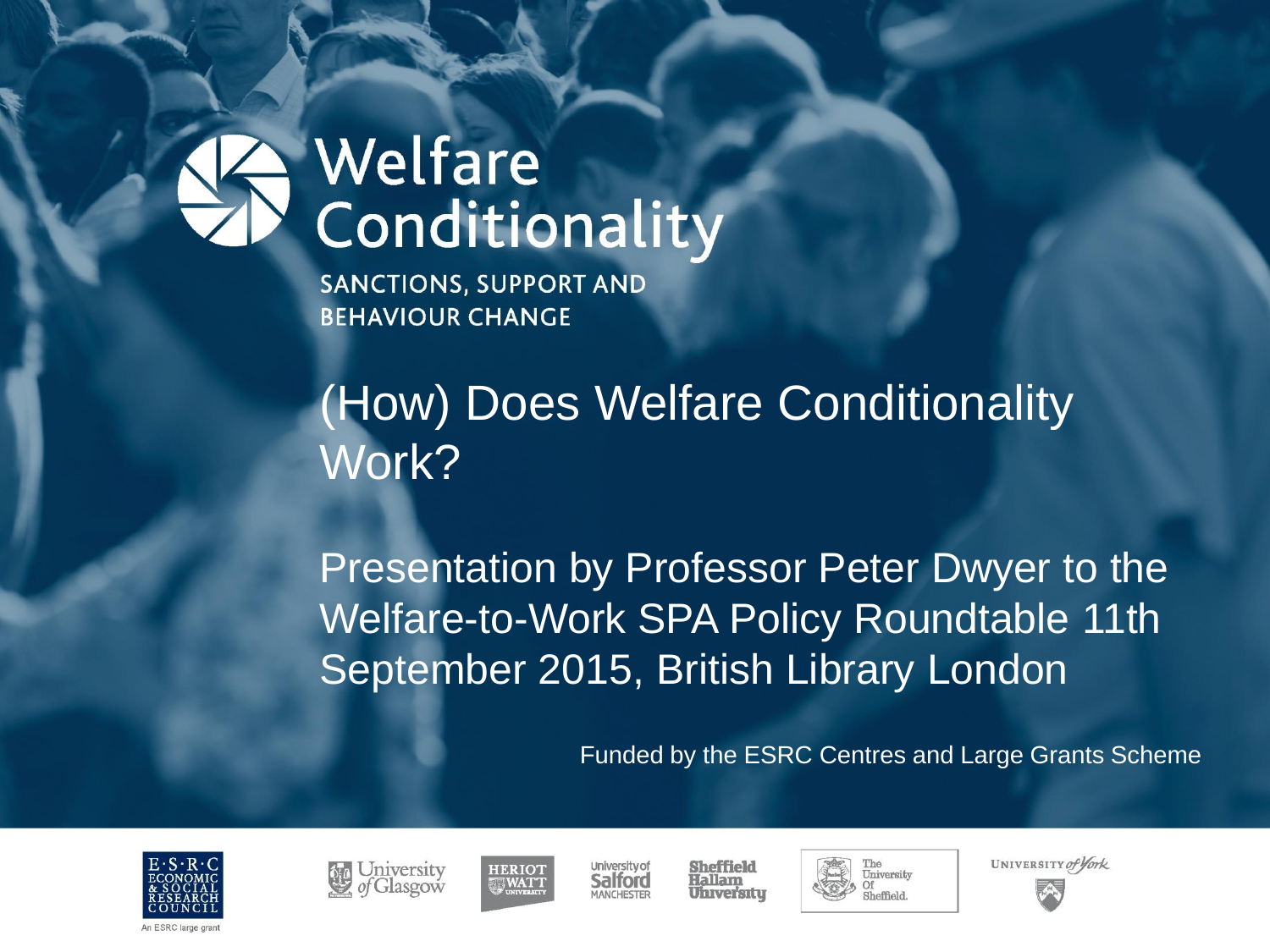# Welfare Conditionality

SANCTIONS, SUPPORT AND BEHAVIOUR CHANGE

## (How) Does Welfare Conditionality Work?

Presentation by Professor Peter Dwyer to the Welfare-to-Work SPA Policy Roundtable 11th September 2015, British Library London

Funded by the ESRC Centres and Large Grants Scheme

E·S·R·C ECONOMIC & SOCIAL RESEARCH COUNCIL

An ESRC large grant

University of Glasgow

Heriot Watt University

University of Salford Manchester

Sheffield Hallam University

The University Of Sheffield.

University of York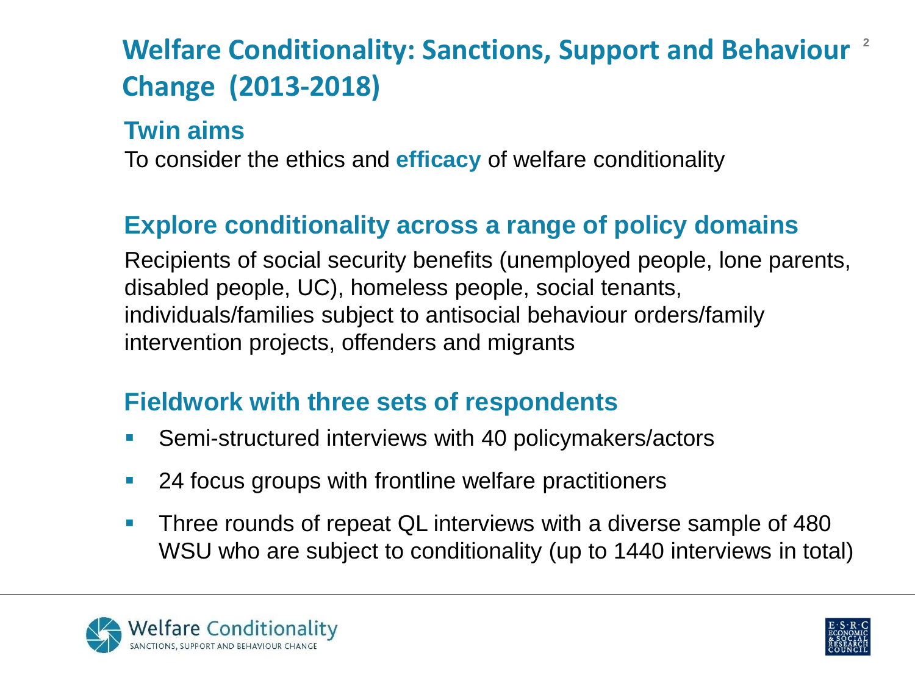# Welfare Conditionality: Sanctions, Support and Behaviour Change (2013-2018)

## Twin aims

To consider the ethics and **efficacy** of welfare conditionality

## Explore conditionality across a range of policy domains

Recipients of social security benefits (unemployed people, lone parents, disabled people, UC), homeless people, social tenants, individuals/families subject to antisocial behaviour orders/family intervention projects, offenders and migrants

## Fieldwork with three sets of respondents

- Semi-structured interviews with 40 policymakers/actors
- 24 focus groups with frontline welfare practitioners
- Three rounds of repeat QL interviews with a diverse sample of 480 WSU who are subject to conditionality (up to 1440 interviews in total)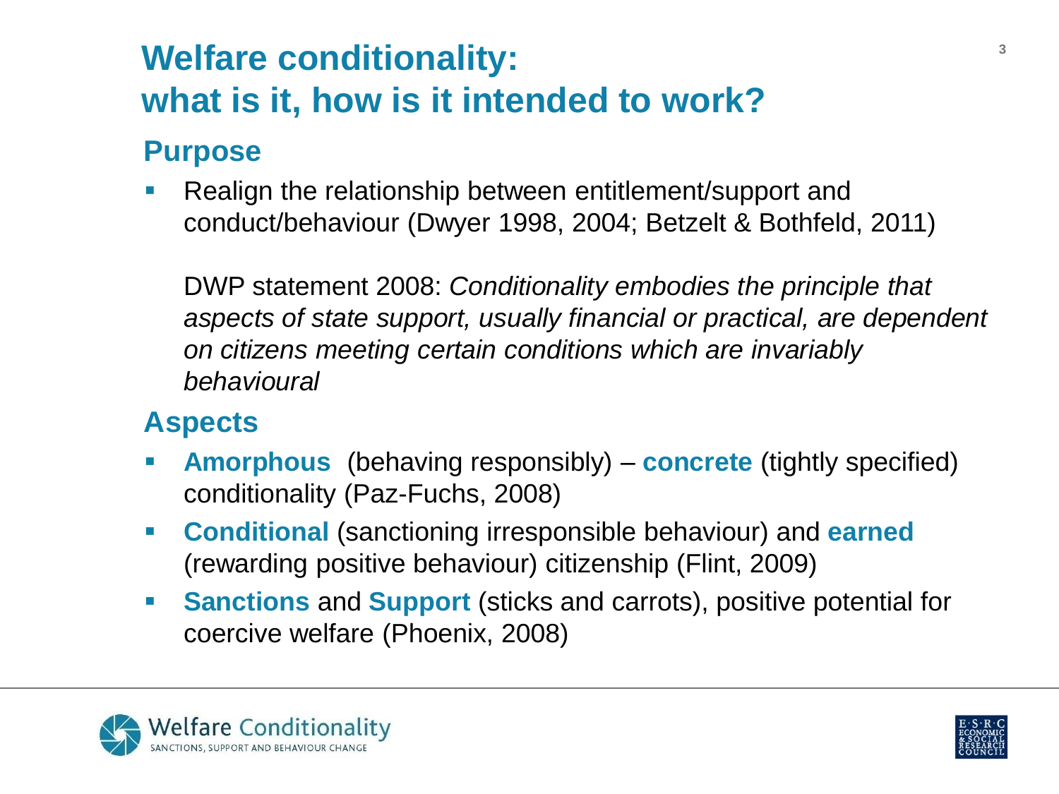# Welfare conditionality: what is it, how is it intended to work?

## Purpose

- Realign the relationship between entitlement/support and conduct/behaviour (Dwyer 1998, 2004; Betzelt & Bothfeld, 2011)

  DWP statement 2008: *Conditionality embodies the principle that aspects of state support, usually financial or practical, are dependent on citizens meeting certain conditions which are invariably behavioural*

## Aspects

- **Amorphous** (behaving responsibly) – **concrete** (tightly specified) conditionality (Paz-Fuchs, 2008)
- **Conditional** (sanctioning irresponsible behaviour) and **earned** (rewarding positive behaviour) citizenship (Flint, 2009)
- **Sanctions** and **Support** (sticks and carrots), positive potential for coercive welfare (Phoenix, 2008)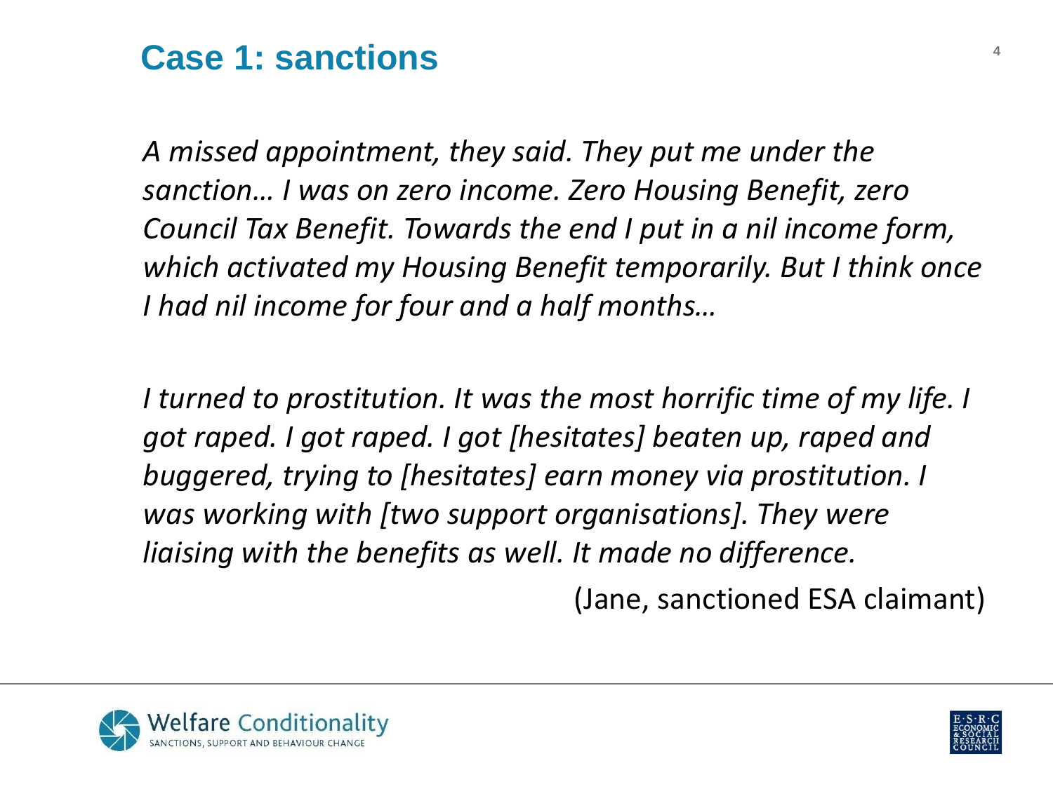# Case 1: sanctions

*A missed appointment, they said. They put me under the sanction… I was on zero income. Zero Housing Benefit, zero Council Tax Benefit. Towards the end I put in a nil income form, which activated my Housing Benefit temporarily. But I think once I had nil income for four and a half months…*

*I turned to prostitution. It was the most horrific time of my life. I got raped. I got raped. I got [hesitates] beaten up, raped and buggered, trying to [hesitates] earn money via prostitution. I was working with [two support organisations]. They were liaising with the benefits as well. It made no difference.*

(Jane, sanctioned ESA claimant)

Welfare Conditionality
SANCTIONS, SUPPORT AND BEHAVIOUR CHANGE

E·S·R·C ECONOMIC & SOCIAL RESEARCH COUNCIL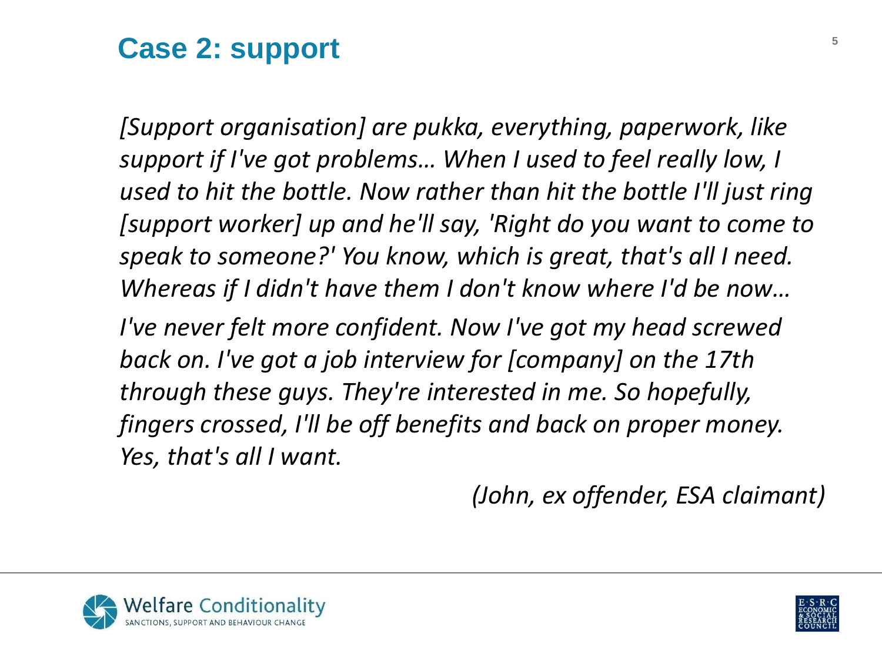# Case 2: support

*[Support organisation] are pukka, everything, paperwork, like support if I've got problems… When I used to feel really low, I used to hit the bottle. Now rather than hit the bottle I'll just ring [support worker] up and he'll say, 'Right do you want to come to speak to someone?' You know, which is great, that's all I need. Whereas if I didn't have them I don't know where I'd be now…*

*I've never felt more confident. Now I've got my head screwed back on. I've got a job interview for [company] on the 17th through these guys. They're interested in me. So hopefully, fingers crossed, I'll be off benefits and back on proper money. Yes, that's all I want.*

*(John, ex offender, ESA claimant)*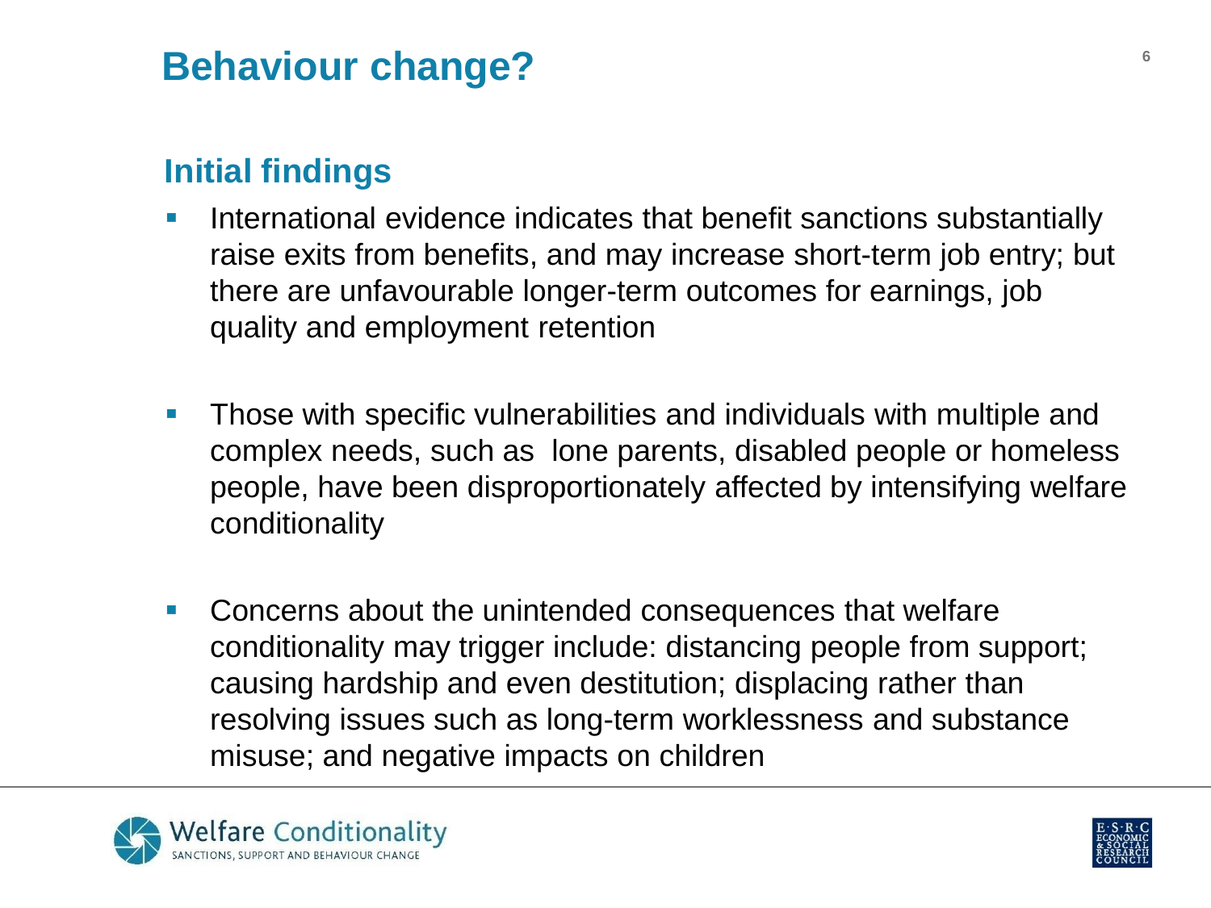# Behaviour change?

## Initial findings

- International evidence indicates that benefit sanctions substantially raise exits from benefits, and may increase short-term job entry; but there are unfavourable longer-term outcomes for earnings, job quality and employment retention

- Those with specific vulnerabilities and individuals with multiple and complex needs, such as lone parents, disabled people or homeless people, have been disproportionately affected by intensifying welfare conditionality

- Concerns about the unintended consequences that welfare conditionality may trigger include: distancing people from support; causing hardship and even destitution; displacing rather than resolving issues such as long-term worklessness and substance misuse; and negative impacts on children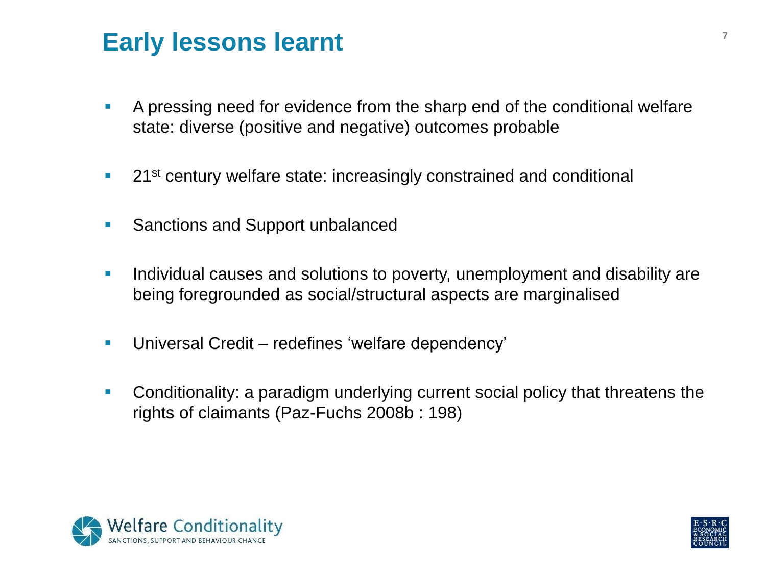# Early lessons learnt

- A pressing need for evidence from the sharp end of the conditional welfare state: diverse (positive and negative) outcomes probable
- 21st century welfare state: increasingly constrained and conditional
- Sanctions and Support unbalanced
- Individual causes and solutions to poverty, unemployment and disability are being foregrounded as social/structural aspects are marginalised
- Universal Credit – redefines 'welfare dependency'
- Conditionality: a paradigm underlying current social policy that threatens the rights of claimants (Paz-Fuchs 2008b : 198)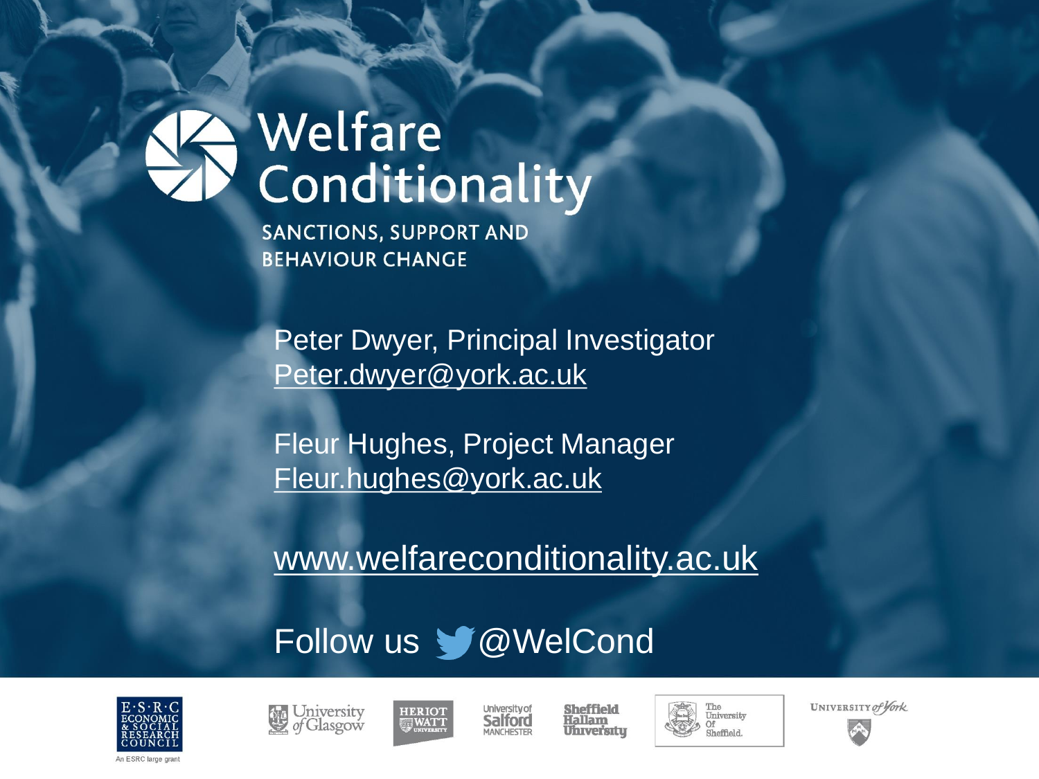# Welfare Conditionality

SANCTIONS, SUPPORT AND BEHAVIOUR CHANGE

Peter Dwyer, Principal Investigator
Peter.dwyer@york.ac.uk

Fleur Hughes, Project Manager
Fleur.hughes@york.ac.uk

www.welfareconditionality.ac.uk

Follow us @WelCond

An ESRC large grant